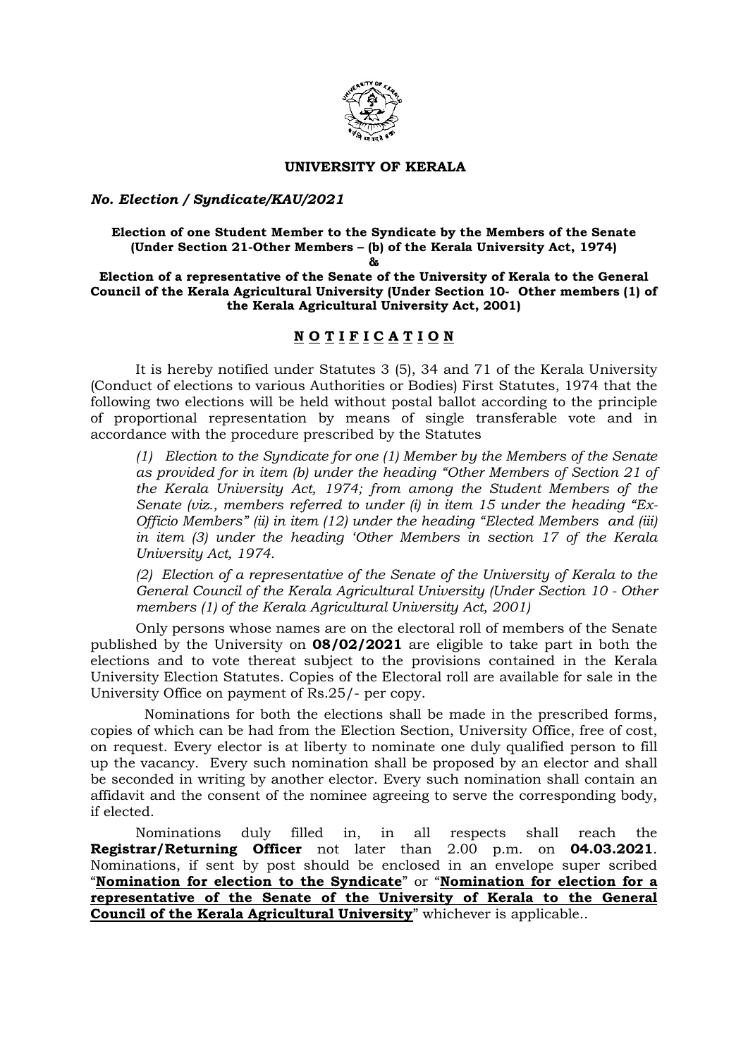**UNIVERSITY OF KERALA**

***No. Election / Syndicate/KAU/2021***

**Election of one Student Member to the Syndicate by the Members of the Senate (Under Section 21-Other Members – (b) of the Kerala University Act, 1974)**

**&**

**Election of a representative of the Senate of the University of Kerala to the General Council of the Kerala Agricultural University (Under Section 10- Other members (1) of the Kerala Agricultural University Act, 2001)**

## **<u>N O T I F I C A T I O N</u>**

It is hereby notified under Statutes 3 (5), 34 and 71 of the Kerala University (Conduct of elections to various Authorities or Bodies) First Statutes, 1974 that the following two elections will be held without postal ballot according to the principle of proportional representation by means of single transferable vote and in accordance with the procedure prescribed by the Statutes

*(1) Election to the Syndicate for one (1) Member by the Members of the Senate as provided for in item (b) under the heading "Other Members of Section 21 of the Kerala University Act, 1974; from among the Student Members of the Senate (viz., members referred to under (i) in item 15 under the heading "Ex-Officio Members" (ii) in item (12) under the heading "Elected Members and (iii) in item (3) under the heading 'Other Members in section 17 of the Kerala University Act, 1974.*

*(2) Election of a representative of the Senate of the University of Kerala to the General Council of the Kerala Agricultural University (Under Section 10 - Other members (1) of the Kerala Agricultural University Act, 2001)*

Only persons whose names are on the electoral roll of members of the Senate published by the University on **08/02/2021** are eligible to take part in both the elections and to vote thereat subject to the provisions contained in the Kerala University Election Statutes. Copies of the Electoral roll are available for sale in the University Office on payment of Rs.25/- per copy.

Nominations for both the elections shall be made in the prescribed forms, copies of which can be had from the Election Section, University Office, free of cost, on request. Every elector is at liberty to nominate one duly qualified person to fill up the vacancy. Every such nomination shall be proposed by an elector and shall be seconded in writing by another elector. Every such nomination shall contain an affidavit and the consent of the nominee agreeing to serve the corresponding body, if elected.

Nominations duly filled in, in all respects shall reach the **Registrar/Returning Officer** not later than 2.00 p.m. on **04.03.2021**. Nominations, if sent by post should be enclosed in an envelope super scribed "**<u>Nomination for election to the Syndicate</u>**" or "**<u>Nomination for election for a representative of the Senate of the University of Kerala to the General Council of the Kerala Agricultural University</u>**" whichever is applicable..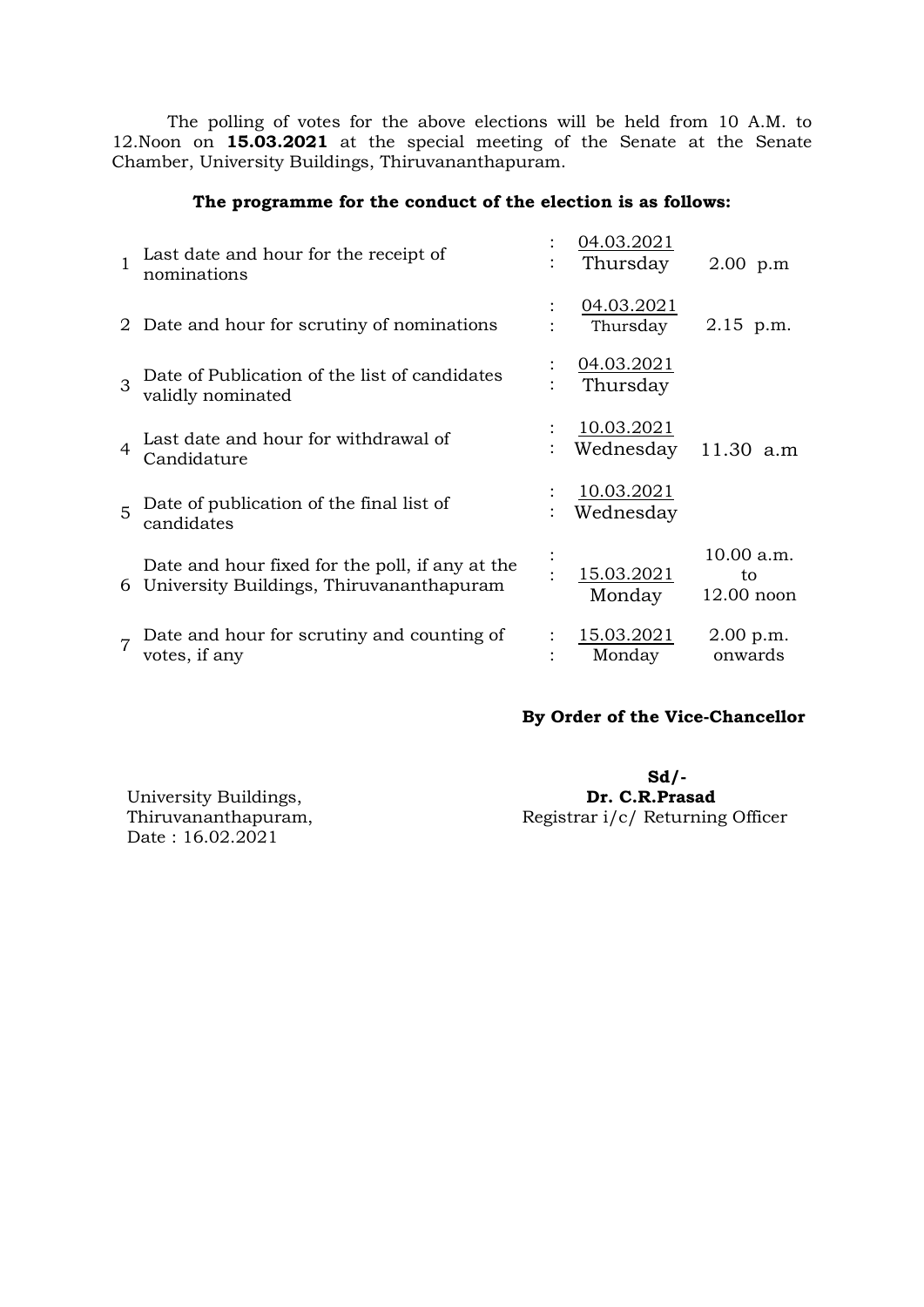The polling of votes for the above elections will be held from 10 A.M. to 12.Noon on **15.03.2021** at the special meeting of the Senate at the Senate Chamber, University Buildings, Thiruvananthapuram.

**The programme for the conduct of the election is as follows:**

| | | | | |
|---|---|---|---|---|
| 1 | Last date and hour for the receipt of nominations | : | 04.03.2021 Thursday | 2.00 p.m |
| 2 | Date and hour for scrutiny of nominations | : | 04.03.2021 Thursday | 2.15 p.m. |
| 3 | Date of Publication of the list of candidates validly nominated | : | 04.03.2021 Thursday | |
| 4 | Last date and hour for withdrawal of Candidature | : | 10.03.2021 Wednesday | 11.30 a.m |
| 5 | Date of publication of the final list of candidates | : | 10.03.2021 Wednesday | |
| 6 | Date and hour fixed for the poll, if any at the University Buildings, Thiruvananthapuram | : | 15.03.2021 Monday | 10.00 a.m. to 12.00 noon |
| 7 | Date and hour for scrutiny and counting of votes, if any | : | 15.03.2021 Monday | 2.00 p.m. onwards |

**By Order of the Vice-Chancellor**

**Sd/-**
**Dr. C.R.Prasad**
Registrar i/c/ Returning Officer

University Buildings,
Thiruvananthapuram,
Date : 16.02.2021